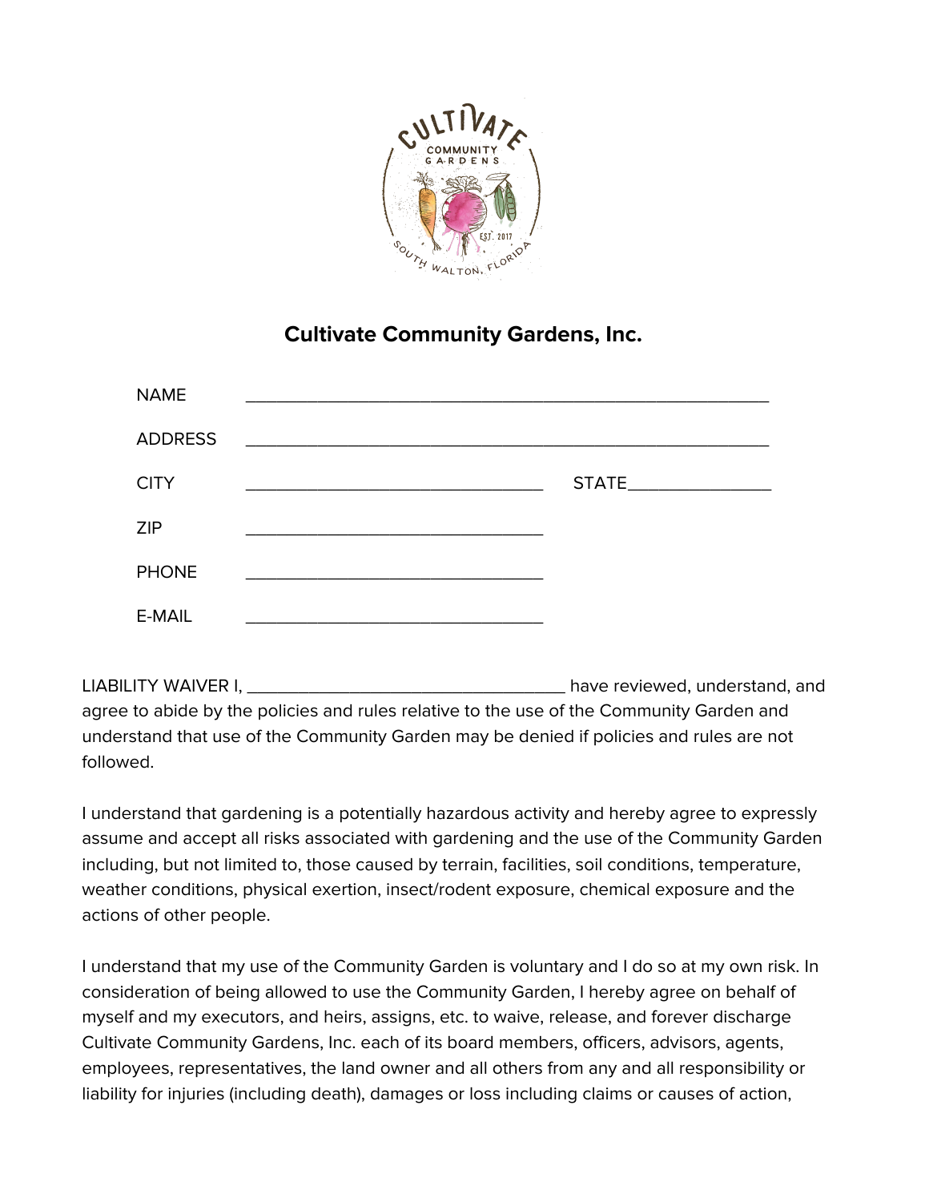# Cultivate Community Gardens, Inc.

NAME ____________________________________________________________

ADDRESS ____________________________________________________________

CITY __________________________________ STATE_______________

ZIP __________________________________

PHONE __________________________________

E-MAIL __________________________________

LIABILITY WAIVER I, ____________________________________ have reviewed, understand, and agree to abide by the policies and rules relative to the use of the Community Garden and understand that use of the Community Garden may be denied if policies and rules are not followed.

I understand that gardening is a potentially hazardous activity and hereby agree to expressly assume and accept all risks associated with gardening and the use of the Community Garden including, but not limited to, those caused by terrain, facilities, soil conditions, temperature, weather conditions, physical exertion, insect/rodent exposure, chemical exposure and the actions of other people.

I understand that my use of the Community Garden is voluntary and I do so at my own risk. In consideration of being allowed to use the Community Garden, I hereby agree on behalf of myself and my executors, and heirs, assigns, etc. to waive, release, and forever discharge Cultivate Community Gardens, Inc. each of its board members, officers, advisors, agents, employees, representatives, the land owner and all others from any and all responsibility or liability for injuries (including death), damages or loss including claims or causes of action,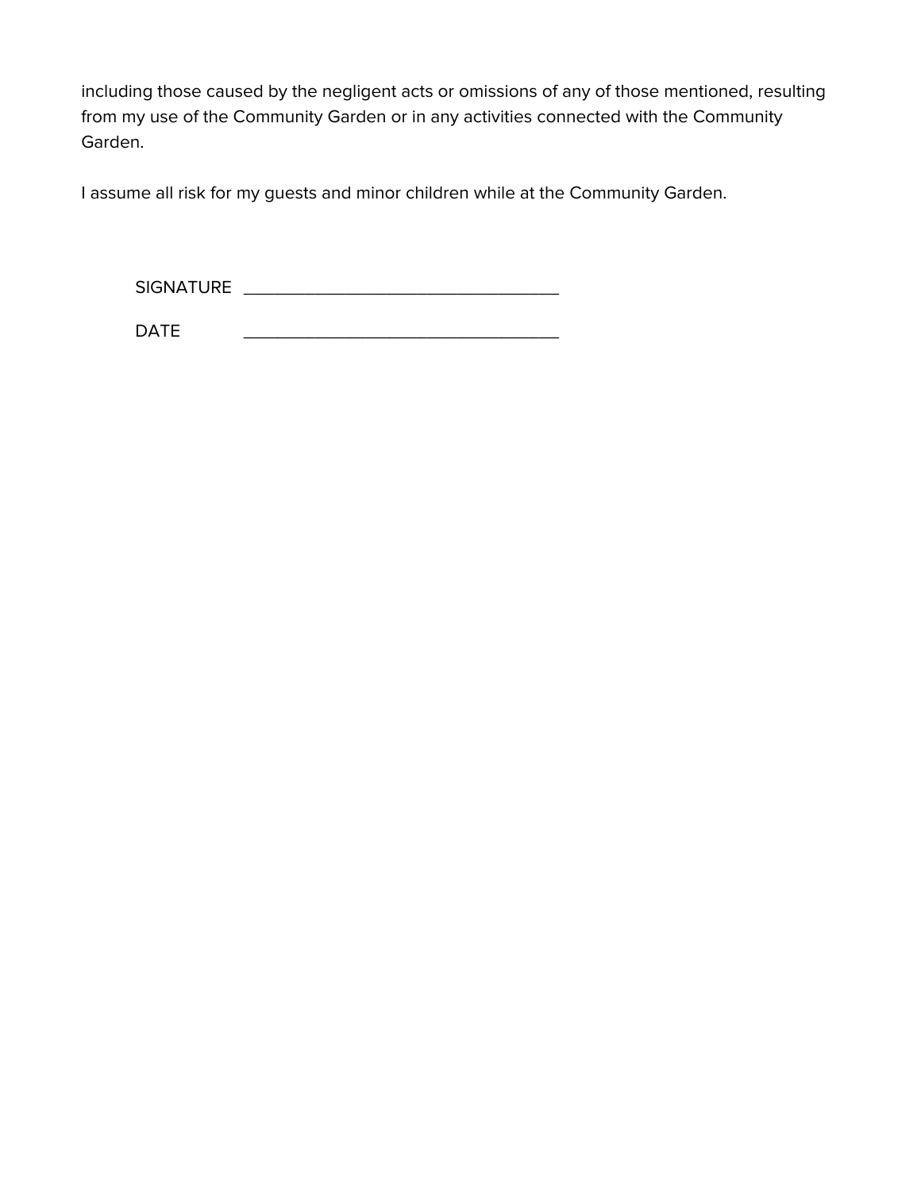including those caused by the negligent acts or omissions of any of those mentioned, resulting from my use of the Community Garden or in any activities connected with the Community Garden.

I assume all risk for my guests and minor children while at the Community Garden.

SIGNATURE ___________________________________

DATE ___________________________________